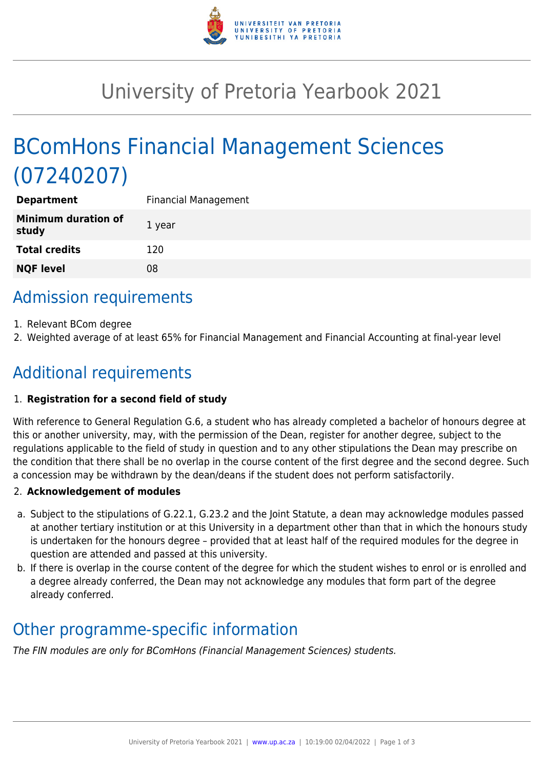# University of Pretoria Yearbook 2021

## BComHons Financial Management Sciences (07240207)

| | |
|---|---|
| **Department** | Financial Management |
| **Minimum duration of study** | 1 year |
| **Total credits** | 120 |
| **NQF level** | 08 |

## Admission requirements

1. Relevant BCom degree
2. Weighted average of at least 65% for Financial Management and Financial Accounting at final-year level

## Additional requirements

1. **Registration for a second field of study**

With reference to General Regulation G.6, a student who has already completed a bachelor of honours degree at this or another university, may, with the permission of the Dean, register for another degree, subject to the regulations applicable to the field of study in question and to any other stipulations the Dean may prescribe on the condition that there shall be no overlap in the course content of the first degree and the second degree. Such a concession may be withdrawn by the dean/deans if the student does not perform satisfactorily.

2. **Acknowledgement of modules**

a. Subject to the stipulations of G.22.1, G.23.2 and the Joint Statute, a dean may acknowledge modules passed at another tertiary institution or at this University in a department other than that in which the honours study is undertaken for the honours degree – provided that at least half of the required modules for the degree in question are attended and passed at this university.
b. If there is overlap in the course content of the degree for which the student wishes to enrol or is enrolled and a degree already conferred, the Dean may not acknowledge any modules that form part of the degree already conferred.

## Other programme-specific information

*The FIN modules are only for BComHons (Financial Management Sciences) students.*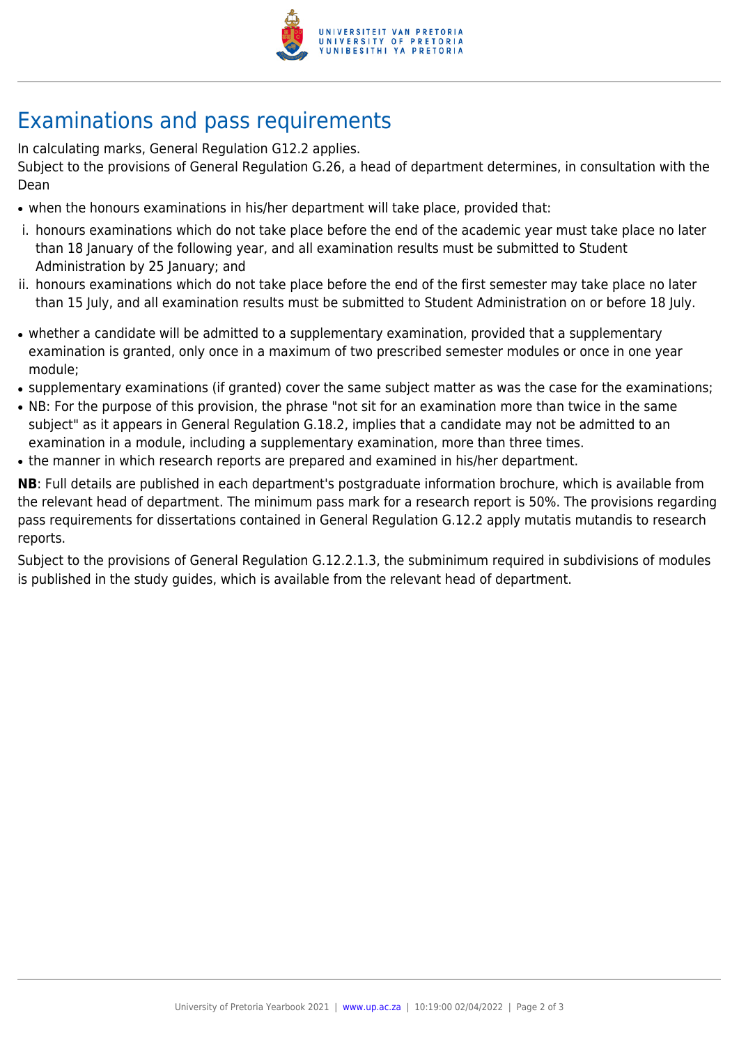# Examinations and pass requirements

In calculating marks, General Regulation G12.2 applies.
Subject to the provisions of General Regulation G.26, a head of department determines, in consultation with the Dean

- when the honours examinations in his/her department will take place, provided that:

  i. honours examinations which do not take place before the end of the academic year must take place no later than 18 January of the following year, and all examination results must be submitted to Student Administration by 25 January; and
  ii. honours examinations which do not take place before the end of the first semester may take place no later than 15 July, and all examination results must be submitted to Student Administration on or before 18 July.

- whether a candidate will be admitted to a supplementary examination, provided that a supplementary examination is granted, only once in a maximum of two prescribed semester modules or once in one year module;
- supplementary examinations (if granted) cover the same subject matter as was the case for the examinations;
- NB: For the purpose of this provision, the phrase "not sit for an examination more than twice in the same subject" as it appears in General Regulation G.18.2, implies that a candidate may not be admitted to an examination in a module, including a supplementary examination, more than three times.
- the manner in which research reports are prepared and examined in his/her department.

**NB**: Full details are published in each department's postgraduate information brochure, which is available from the relevant head of department. The minimum pass mark for a research report is 50%. The provisions regarding pass requirements for dissertations contained in General Regulation G.12.2 apply mutatis mutandis to research reports.

Subject to the provisions of General Regulation G.12.2.1.3, the subminimum required in subdivisions of modules is published in the study guides, which is available from the relevant head of department.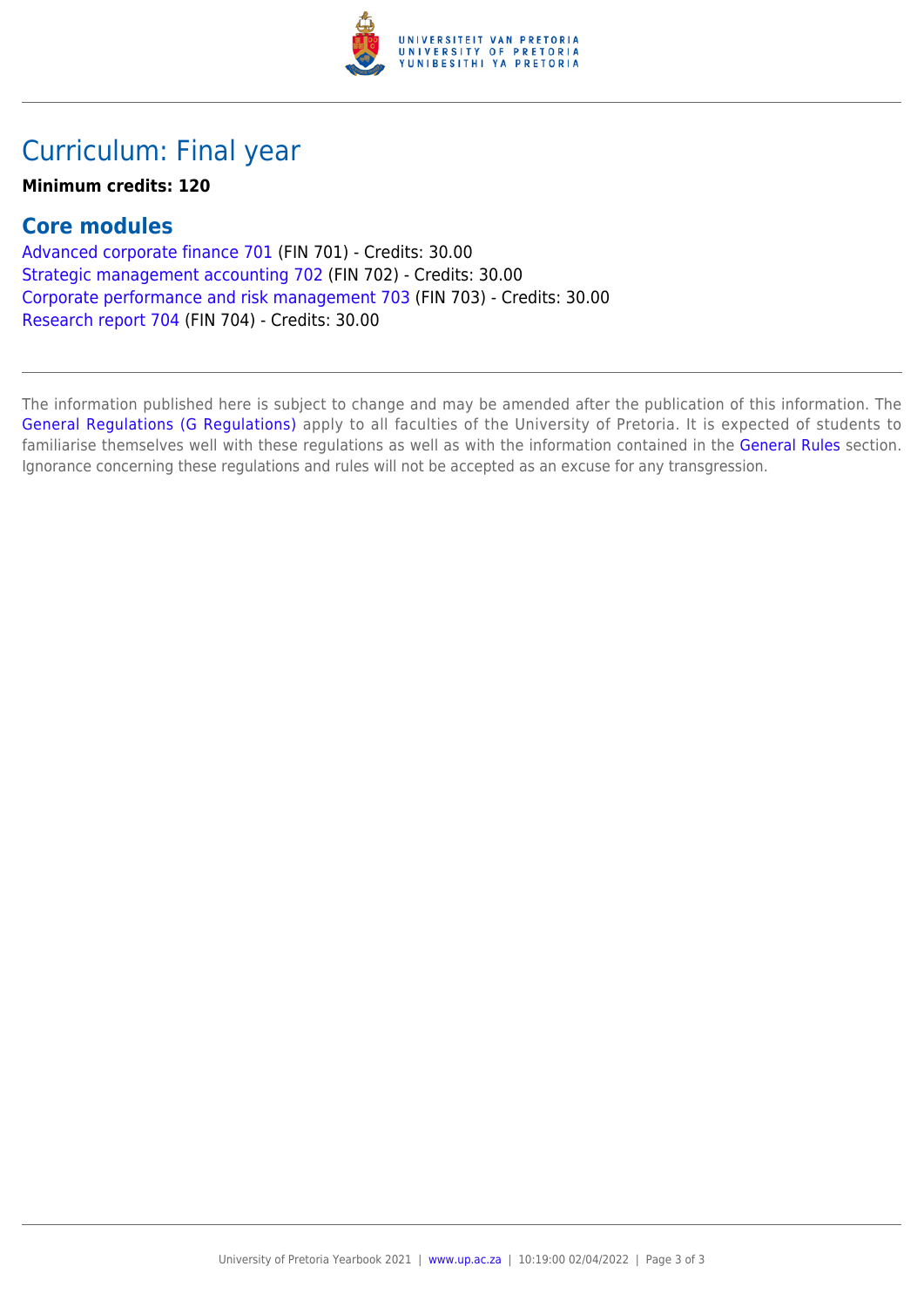## Curriculum: Final year

**Minimum credits: 120**

### Core modules

Advanced corporate finance 701 (FIN 701) - Credits: 30.00
Strategic management accounting 702 (FIN 702) - Credits: 30.00
Corporate performance and risk management 703 (FIN 703) - Credits: 30.00
Research report 704 (FIN 704) - Credits: 30.00

The information published here is subject to change and may be amended after the publication of this information. The General Regulations (G Regulations) apply to all faculties of the University of Pretoria. It is expected of students to familiarise themselves well with these regulations as well as with the information contained in the General Rules section. Ignorance concerning these regulations and rules will not be accepted as an excuse for any transgression.